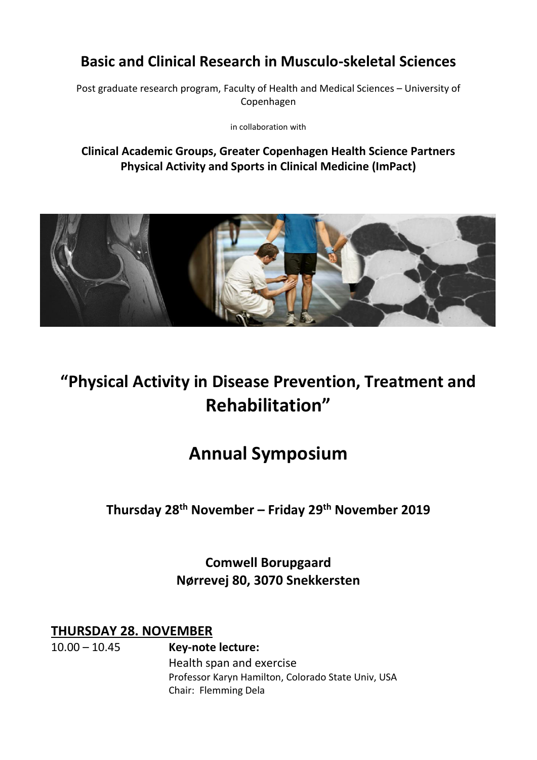## Basic and Clinical Research in Musculo-skeletal Sciences

Post graduate research program, Faculty of Health and Medical Sciences – University of Copenhagen

in collaboration with

**Clinical Academic Groups, Greater Copenhagen Health Science Partners**
**Physical Activity and Sports in Clinical Medicine (ImPact)**

# "Physical Activity in Disease Prevention, Treatment and Rehabilitation"

# Annual Symposium

### Thursday 28th November – Friday 29th November 2019

### Comwell Borupgaard
### Nørrevej 80, 3070 Snekkersten

## THURSDAY 28. NOVEMBER

10.00 – 10.45 **Key-note lecture:**
Health span and exercise
Professor Karyn Hamilton, Colorado State Univ, USA
Chair: Flemming Dela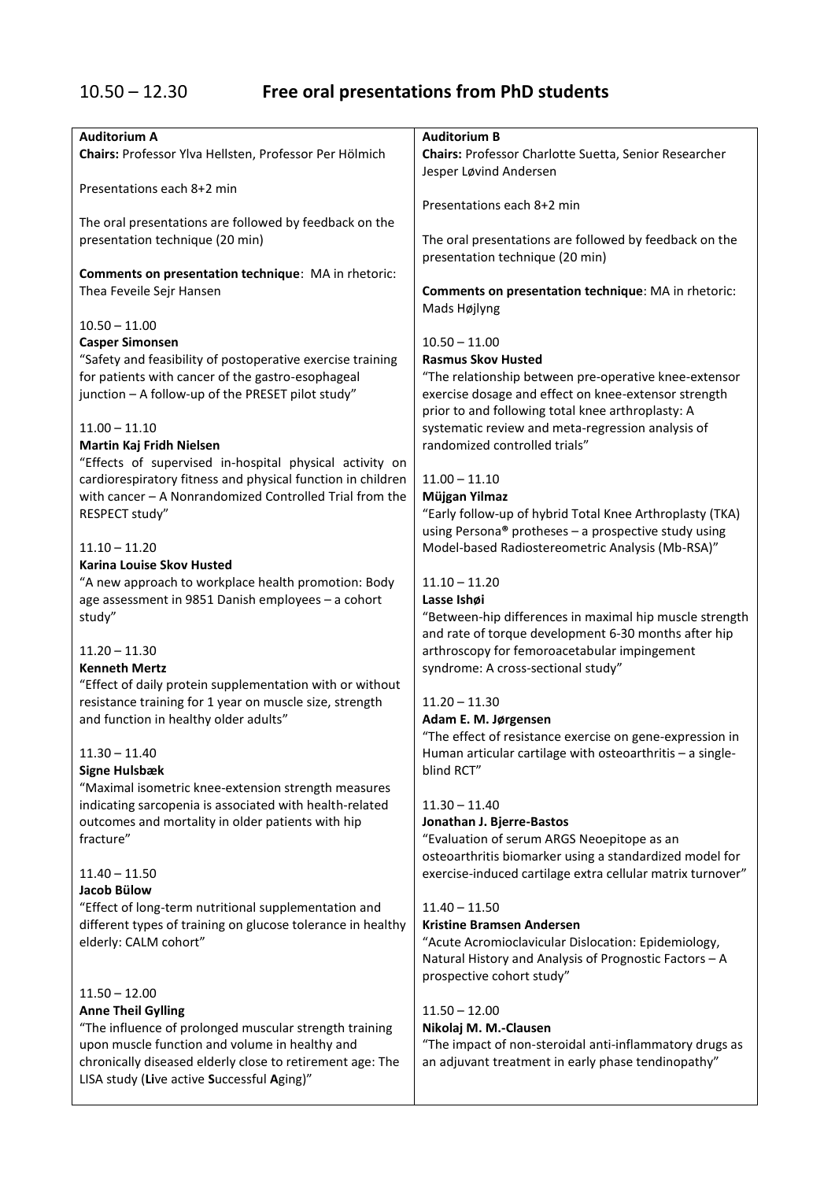## 10.50 – 12.30 **Free oral presentations from PhD students**

**Auditorium A**

**Chairs:** Professor Ylva Hellsten, Professor Per Hölmich

Presentations each 8+2 min

The oral presentations are followed by feedback on the presentation technique (20 min)

**Comments on presentation technique**: MA in rhetoric: Thea Feveile Sejr Hansen

10.50 – 11.00
**Casper Simonsen**
"Safety and feasibility of postoperative exercise training for patients with cancer of the gastro-esophageal junction – A follow-up of the PRESET pilot study"

11.00 – 11.10
**Martin Kaj Fridh Nielsen**
"Effects of supervised in-hospital physical activity on cardiorespiratory fitness and physical function in children with cancer – A Nonrandomized Controlled Trial from the RESPECT study"

11.10 – 11.20
**Karina Louise Skov Husted**
"A new approach to workplace health promotion: Body age assessment in 9851 Danish employees – a cohort study"

11.20 – 11.30
**Kenneth Mertz**
"Effect of daily protein supplementation with or without resistance training for 1 year on muscle size, strength and function in healthy older adults"

11.30 – 11.40
**Signe Hulsbæk**
"Maximal isometric knee-extension strength measures indicating sarcopenia is associated with health-related outcomes and mortality in older patients with hip fracture"

11.40 – 11.50
**Jacob Bülow**
"Effect of long-term nutritional supplementation and different types of training on glucose tolerance in healthy elderly: CALM cohort"

11.50 – 12.00
**Anne Theil Gylling**
"The influence of prolonged muscular strength training upon muscle function and volume in healthy and chronically diseased elderly close to retirement age: The LISA study (**Li**ve active **S**uccessful **A**ging)"

**Auditorium B**

**Chairs:** Professor Charlotte Suetta, Senior Researcher Jesper Løvind Andersen

Presentations each 8+2 min

The oral presentations are followed by feedback on the presentation technique (20 min)

**Comments on presentation technique**: MA in rhetoric: Mads Højlyng

10.50 – 11.00
**Rasmus Skov Husted**
"The relationship between pre-operative knee-extensor exercise dosage and effect on knee-extensor strength prior to and following total knee arthroplasty: A systematic review and meta-regression analysis of randomized controlled trials"

11.00 – 11.10
**Müjgan Yilmaz**
"Early follow-up of hybrid Total Knee Arthroplasty (TKA) using Persona® protheses – a prospective study using Model-based Radiostereometric Analysis (Mb-RSA)"

11.10 – 11.20
**Lasse Ishøi**
"Between-hip differences in maximal hip muscle strength and rate of torque development 6-30 months after hip arthroscopy for femoroacetabular impingement syndrome: A cross-sectional study"

11.20 – 11.30
**Adam E. M. Jørgensen**
"The effect of resistance exercise on gene-expression in Human articular cartilage with osteoarthritis – a single-blind RCT"

11.30 – 11.40
**Jonathan J. Bjerre-Bastos**
"Evaluation of serum ARGS Neoepitope as an osteoarthritis biomarker using a standardized model for exercise-induced cartilage extra cellular matrix turnover"

11.40 – 11.50
**Kristine Bramsen Andersen**
"Acute Acromioclavicular Dislocation: Epidemiology, Natural History and Analysis of Prognostic Factors – A prospective cohort study"

11.50 – 12.00
**Nikolaj M. M.-Clausen**
"The impact of non-steroidal anti-inflammatory drugs as an adjuvant treatment in early phase tendinopathy"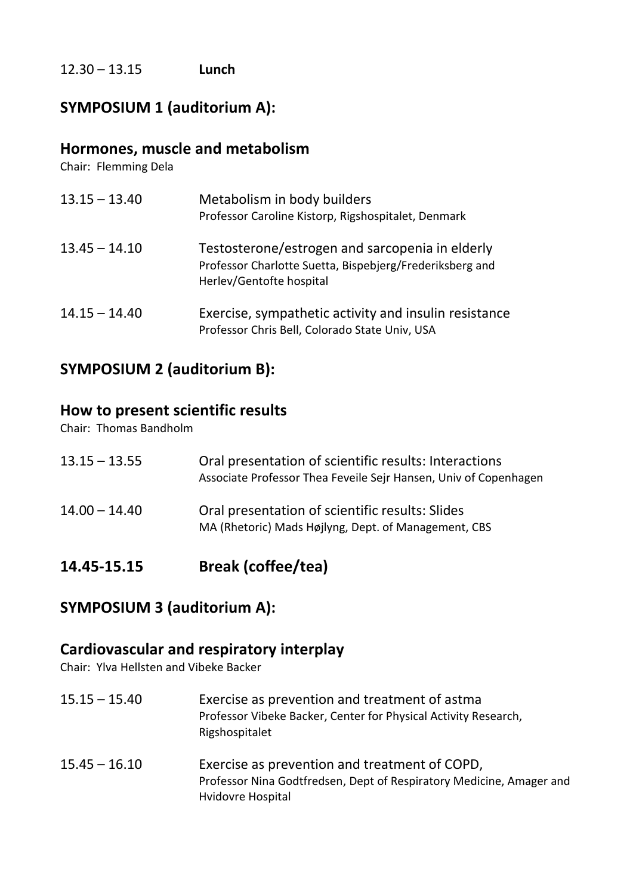12.30 – 13.15 **Lunch**

## SYMPOSIUM 1 (auditorium A):

## Hormones, muscle and metabolism

Chair: Flemming Dela

13.15 – 13.40 Metabolism in body builders
Professor Caroline Kistorp, Rigshospitalet, Denmark

13.45 – 14.10 Testosterone/estrogen and sarcopenia in elderly
Professor Charlotte Suetta, Bispebjerg/Frederiksberg and Herlev/Gentofte hospital

14.15 – 14.40 Exercise, sympathetic activity and insulin resistance
Professor Chris Bell, Colorado State Univ, USA

## SYMPOSIUM 2 (auditorium B):

## How to present scientific results

Chair: Thomas Bandholm

13.15 – 13.55 Oral presentation of scientific results: Interactions
Associate Professor Thea Feveile Sejr Hansen, Univ of Copenhagen

14.00 – 14.40 Oral presentation of scientific results: Slides
MA (Rhetoric) Mads Højlyng, Dept. of Management, CBS

## 14.45-15.15 Break (coffee/tea)

## SYMPOSIUM 3 (auditorium A):

## Cardiovascular and respiratory interplay

Chair: Ylva Hellsten and Vibeke Backer

15.15 – 15.40 Exercise as prevention and treatment of astma
Professor Vibeke Backer, Center for Physical Activity Research, Rigshospitalet

15.45 – 16.10 Exercise as prevention and treatment of COPD,
Professor Nina Godtfredsen, Dept of Respiratory Medicine, Amager and Hvidovre Hospital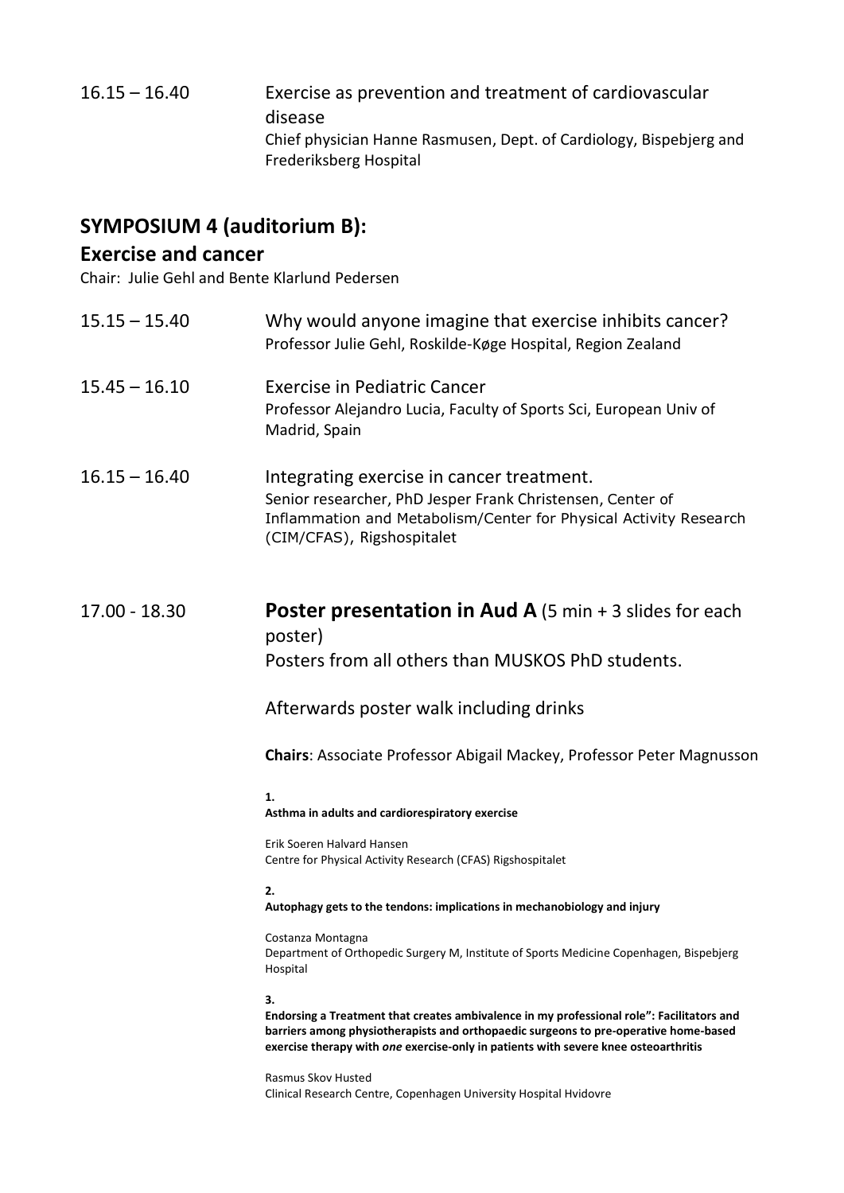16.15 – 16.40 Exercise as prevention and treatment of cardiovascular disease
Chief physician Hanne Rasmusen, Dept. of Cardiology, Bispebjerg and Frederiksberg Hospital

## SYMPOSIUM 4 (auditorium B):
## Exercise and cancer

Chair: Julie Gehl and Bente Klarlund Pedersen

15.15 – 15.40 Why would anyone imagine that exercise inhibits cancer?
Professor Julie Gehl, Roskilde-Køge Hospital, Region Zealand

15.45 – 16.10 Exercise in Pediatric Cancer
Professor Alejandro Lucia, Faculty of Sports Sci, European Univ of Madrid, Spain

16.15 – 16.40 Integrating exercise in cancer treatment.
Senior researcher, PhD Jesper Frank Christensen, Center of Inflammation and Metabolism/Center for Physical Activity Research (CIM/CFAS), Rigshospitalet

17.00 - 18.30 **Poster presentation in Aud A** (5 min + 3 slides for each poster)
Posters from all others than MUSKOS PhD students.

Afterwards poster walk including drinks

**Chairs**: Associate Professor Abigail Mackey, Professor Peter Magnusson

**1.**
**Asthma in adults and cardiorespiratory exercise**

Erik Soeren Halvard Hansen
Centre for Physical Activity Research (CFAS) Rigshospitalet

**2.**
**Autophagy gets to the tendons: implications in mechanobiology and injury**

Costanza Montagna
Department of Orthopedic Surgery M, Institute of Sports Medicine Copenhagen, Bispebjerg Hospital

**3.**
**Endorsing a Treatment that creates ambivalence in my professional role": Facilitators and barriers among physiotherapists and orthopaedic surgeons to pre-operative home-based exercise therapy with *one* exercise-only in patients with severe knee osteoarthritis**

Rasmus Skov Husted
Clinical Research Centre, Copenhagen University Hospital Hvidovre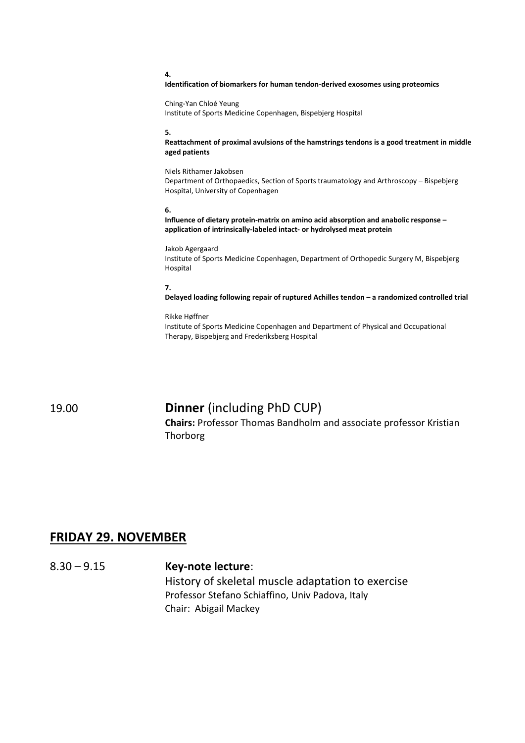**4.**

**Identification of biomarkers for human tendon-derived exosomes using proteomics**

Ching-Yan Chloé Yeung
Institute of Sports Medicine Copenhagen, Bispebjerg Hospital

**5.**

**Reattachment of proximal avulsions of the hamstrings tendons is a good treatment in middle aged patients**

Niels Rithamer Jakobsen
Department of Orthopaedics, Section of Sports traumatology and Arthroscopy – Bispebjerg Hospital, University of Copenhagen

**6.**

**Influence of dietary protein-matrix on amino acid absorption and anabolic response – application of intrinsically-labeled intact- or hydrolysed meat protein**

Jakob Agergaard
Institute of Sports Medicine Copenhagen, Department of Orthopedic Surgery M, Bispebjerg Hospital

**7.**

**Delayed loading following repair of ruptured Achilles tendon – a randomized controlled trial**

Rikke Høffner
Institute of Sports Medicine Copenhagen and Department of Physical and Occupational Therapy, Bispebjerg and Frederiksberg Hospital

19.00 **Dinner** (including PhD CUP)
**Chairs:** Professor Thomas Bandholm and associate professor Kristian Thorborg

## FRIDAY 29. NOVEMBER

8.30 – 9.15 **Key-note lecture**:
History of skeletal muscle adaptation to exercise
Professor Stefano Schiaffino, Univ Padova, Italy
Chair: Abigail Mackey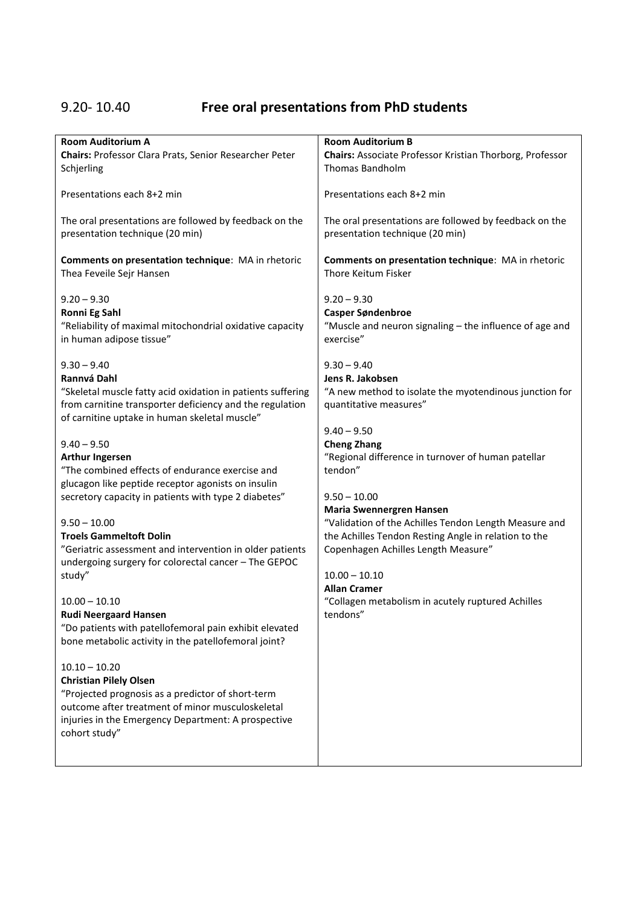## 9.20- 10.40 **Free oral presentations from PhD students**

**Room Auditorium A**

**Chairs:** Professor Clara Prats, Senior Researcher Peter Schjerling

Presentations each 8+2 min

The oral presentations are followed by feedback on the presentation technique (20 min)

**Comments on presentation technique**: MA in rhetoric Thea Feveile Sejr Hansen

9.20 – 9.30
**Ronni Eg Sahl**
"Reliability of maximal mitochondrial oxidative capacity in human adipose tissue"

9.30 – 9.40
**Rannvá Dahl**
"Skeletal muscle fatty acid oxidation in patients suffering from carnitine transporter deficiency and the regulation of carnitine uptake in human skeletal muscle"

9.40 – 9.50
**Arthur Ingersen**
"The combined effects of endurance exercise and glucagon like peptide receptor agonists on insulin secretory capacity in patients with type 2 diabetes"

9.50 – 10.00
**Troels Gammeltoft Dolin**
"Geriatric assessment and intervention in older patients undergoing surgery for colorectal cancer – The GEPOC study"

10.00 – 10.10
**Rudi Neergaard Hansen**
"Do patients with patellofemoral pain exhibit elevated bone metabolic activity in the patellofemoral joint?

10.10 – 10.20
**Christian Pilely Olsen**
"Projected prognosis as a predictor of short-term outcome after treatment of minor musculoskeletal injuries in the Emergency Department: A prospective cohort study"

**Room Auditorium B**

**Chairs:** Associate Professor Kristian Thorborg, Professor Thomas Bandholm

Presentations each 8+2 min

The oral presentations are followed by feedback on the presentation technique (20 min)

**Comments on presentation technique**: MA in rhetoric Thore Keitum Fisker

9.20 – 9.30
**Casper Søndenbroe**
"Muscle and neuron signaling – the influence of age and exercise"

9.30 – 9.40
**Jens R. Jakobsen**
"A new method to isolate the myotendinous junction for quantitative measures"

9.40 – 9.50
**Cheng Zhang**
"Regional difference in turnover of human patellar tendon"

9.50 – 10.00
**Maria Swennergren Hansen**
"Validation of the Achilles Tendon Length Measure and the Achilles Tendon Resting Angle in relation to the Copenhagen Achilles Length Measure"

10.00 – 10.10
**Allan Cramer**
"Collagen metabolism in acutely ruptured Achilles tendons"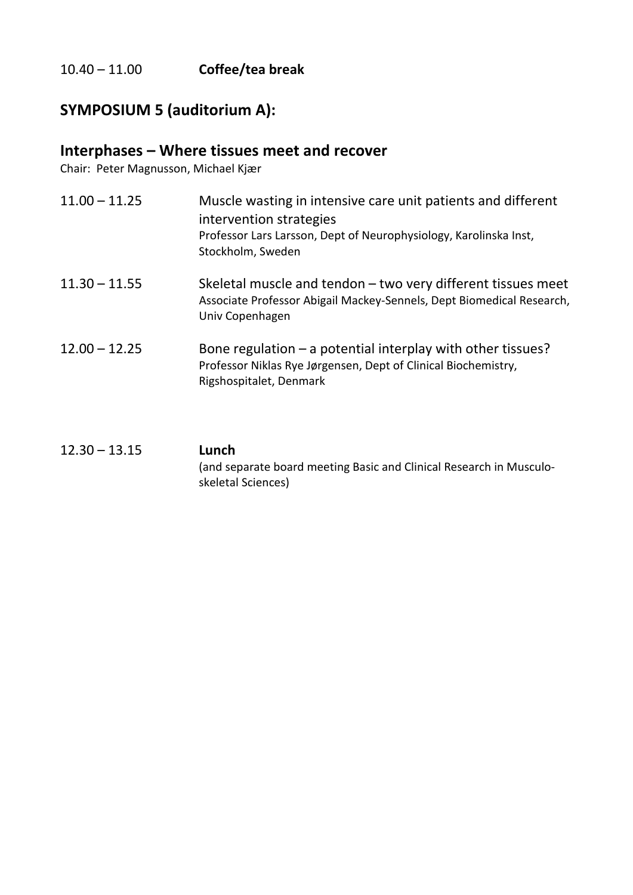10.40 – 11.00 **Coffee/tea break**

## SYMPOSIUM 5 (auditorium A):

## Interphases – Where tissues meet and recover

Chair: Peter Magnusson, Michael Kjær

11.00 – 11.25 Muscle wasting in intensive care unit patients and different intervention strategies
Professor Lars Larsson, Dept of Neurophysiology, Karolinska Inst, Stockholm, Sweden

11.30 – 11.55 Skeletal muscle and tendon – two very different tissues meet
Associate Professor Abigail Mackey-Sennels, Dept Biomedical Research, Univ Copenhagen

12.00 – 12.25 Bone regulation – a potential interplay with other tissues?
Professor Niklas Rye Jørgensen, Dept of Clinical Biochemistry, Rigshospitalet, Denmark

12.30 – 13.15 **Lunch**
(and separate board meeting Basic and Clinical Research in Musculo-skeletal Sciences)